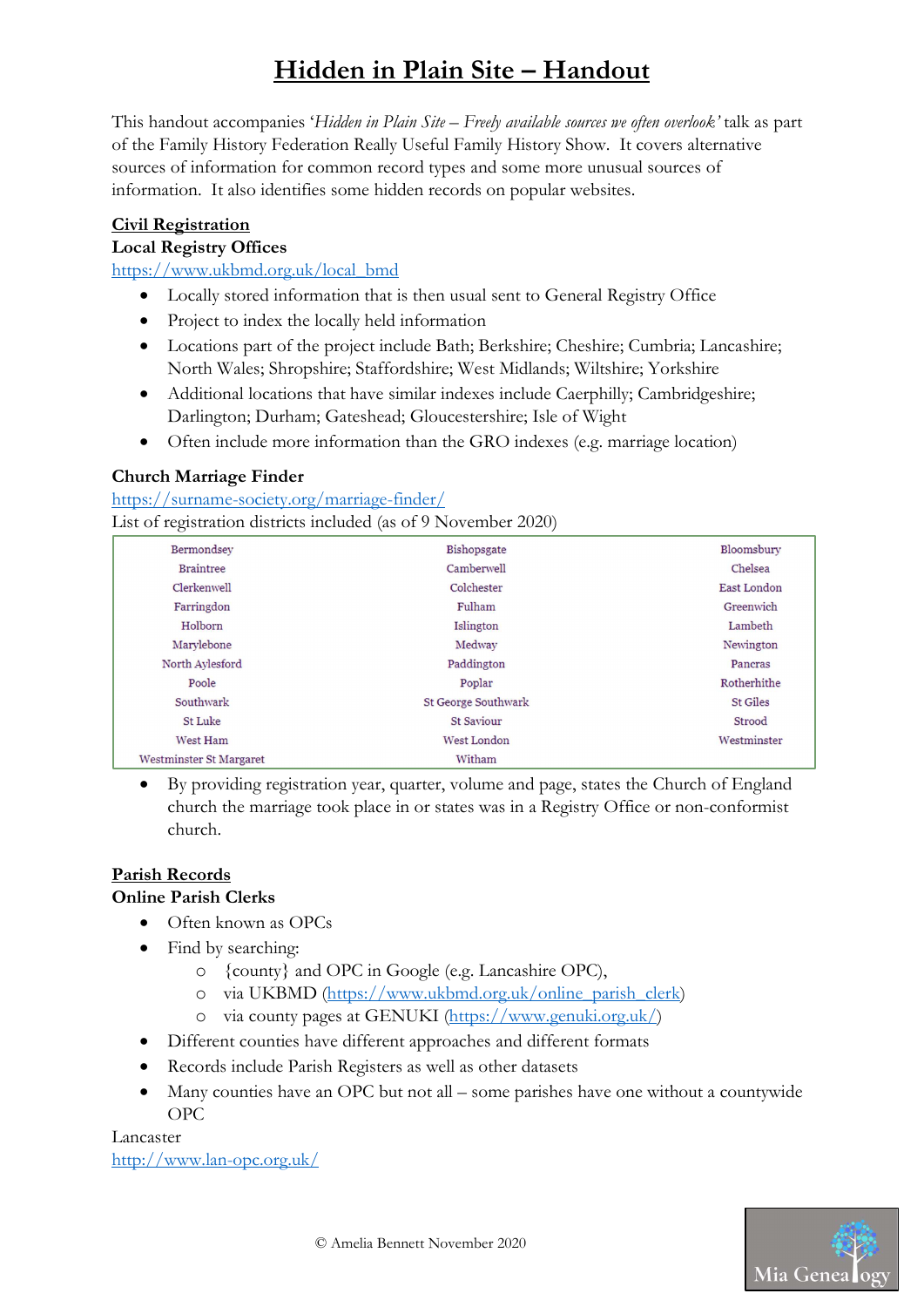# Hidden in Plain Site – Handout

This handout accompanies '*Hidden in Plain Site – Freely available sources we often overlook*' talk as part of the Family History Federation Really Useful Family History Show. It covers alternative sources of information for common record types and some more unusual sources of information. It also identifies some hidden records on popular websites.

## Civil Registration

### Local Registry Offices

https://www.ukbmd.org.uk/local_bmd

- Locally stored information that is then usual sent to General Registry Office
- Project to index the locally held information
- Locations part of the project include Bath; Berkshire; Cheshire; Cumbria; Lancashire; North Wales; Shropshire; Staffordshire; West Midlands; Wiltshire; Yorkshire
- Additional locations that have similar indexes include Caerphilly; Cambridgeshire; Darlington; Durham; Gateshead; Gloucestershire; Isle of Wight
- Often include more information than the GRO indexes (e.g. marriage location)

### Church Marriage Finder

https://surname-society.org/marriage-finder/

List of registration districts included (as of 9 November 2020)

| | | |
|---|---|---|
| Bermondsey | Bishopsgate | Bloomsbury |
| Braintree | Camberwell | Chelsea |
| Clerkenwell | Colchester | East London |
| Farringdon | Fulham | Greenwich |
| Holborn | Islington | Lambeth |
| Marylebone | Medway | Newington |
| North Aylesford | Paddington | Pancras |
| Poole | Poplar | Rotherhithe |
| Southwark | St George Southwark | St Giles |
| St Luke | St Saviour | Strood |
| West Ham | West London | Westminster |
| Westminster St Margaret | Witham | |

- By providing registration year, quarter, volume and page, states the Church of England church the marriage took place in or states was in a Registry Office or non-conformist church.

## Parish Records

### Online Parish Clerks

- Often known as OPCs
- Find by searching:
  - {county} and OPC in Google (e.g. Lancashire OPC),
  - via UKBMD (https://www.ukbmd.org.uk/online_parish_clerk)
  - via county pages at GENUKI (https://www.genuki.org.uk/)
- Different counties have different approaches and different formats
- Records include Parish Registers as well as other datasets
- Many counties have an OPC but not all – some parishes have one without a countywide OPC

Lancaster

http://www.lan-opc.org.uk/

© Amelia Bennett November 2020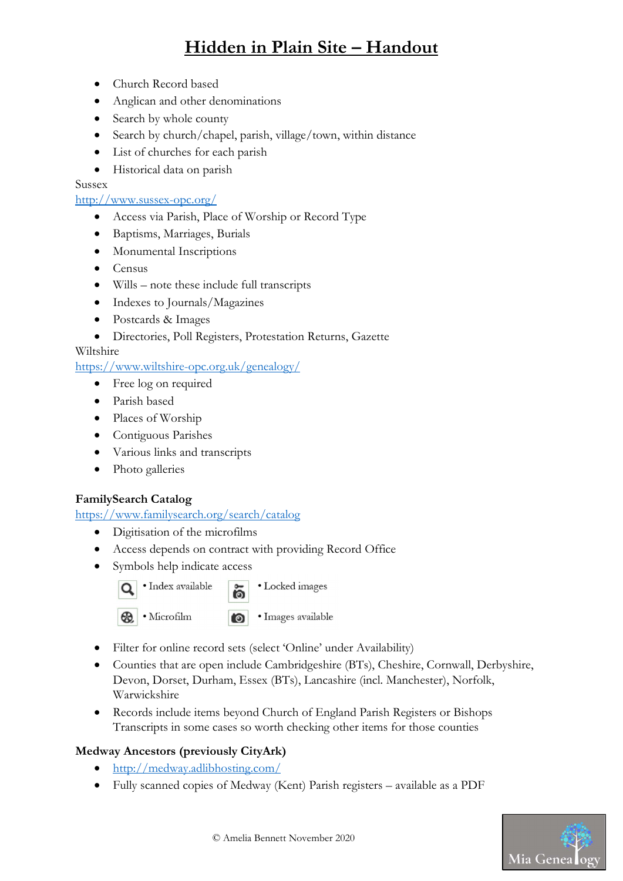# Hidden in Plain Site – Handout

- Church Record based
- Anglican and other denominations
- Search by whole county
- Search by church/chapel, parish, village/town, within distance
- List of churches for each parish
- Historical data on parish

Sussex
http://www.sussex-opc.org/

- Access via Parish, Place of Worship or Record Type
- Baptisms, Marriages, Burials
- Monumental Inscriptions
- Census
- Wills – note these include full transcripts
- Indexes to Journals/Magazines
- Postcards & Images
- Directories, Poll Registers, Protestation Returns, Gazette

Wiltshire
https://www.wiltshire-opc.org.uk/genealogy/

- Free log on required
- Parish based
- Places of Worship
- Contiguous Parishes
- Various links and transcripts
- Photo galleries

**FamilySearch Catalog**
https://www.familysearch.org/search/catalog

- Digitisation of the microfilms
- Access depends on contract with providing Record Office
- Symbols help indicate access
  - Index available
  - Locked images
  - Microfilm
  - Images available
- Filter for online record sets (select 'Online' under Availability)
- Counties that are open include Cambridgeshire (BTs), Cheshire, Cornwall, Derbyshire, Devon, Dorset, Durham, Essex (BTs), Lancashire (incl. Manchester), Norfolk, Warwickshire
- Records include items beyond Church of England Parish Registers or Bishops Transcripts in some cases so worth checking other items for those counties

**Medway Ancestors (previously CityArk)**

- http://medway.adlibhosting.com/
- Fully scanned copies of Medway (Kent) Parish registers – available as a PDF

© Amelia Bennett November 2020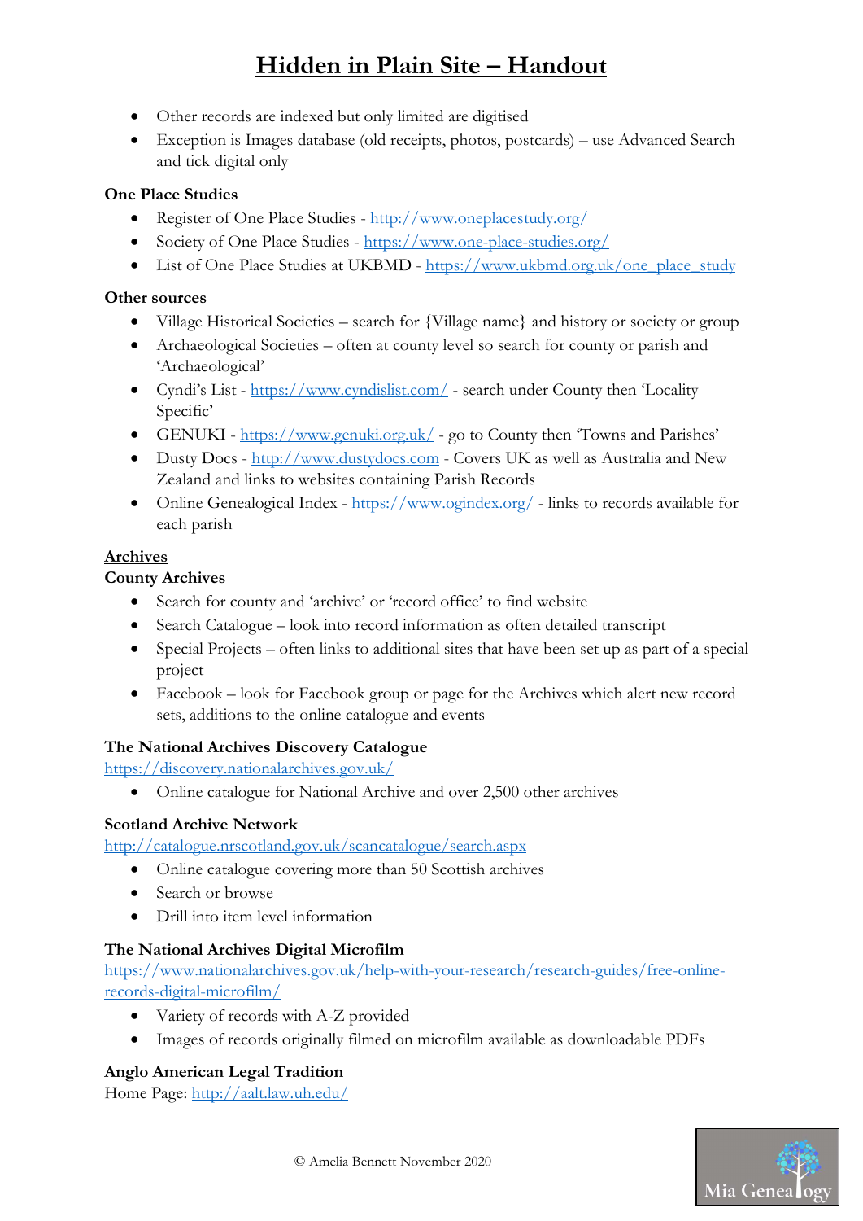- Other records are indexed but only limited are digitised
- Exception is Images database (old receipts, photos, postcards) – use Advanced Search and tick digital only

**One Place Studies**

- Register of One Place Studies - http://www.oneplacestudy.org/
- Society of One Place Studies - https://www.one-place-studies.org/
- List of One Place Studies at UKBMD - https://www.ukbmd.org.uk/one_place_study

**Other sources**

- Village Historical Societies – search for {Village name} and history or society or group
- Archaeological Societies – often at county level so search for county or parish and 'Archaeological'
- Cyndi's List - https://www.cyndislist.com/ - search under County then 'Locality Specific'
- GENUKI - https://www.genuki.org.uk/ - go to County then 'Towns and Parishes'
- Dusty Docs - http://www.dustydocs.com - Covers UK as well as Australia and New Zealand and links to websites containing Parish Records
- Online Genealogical Index - https://www.ogindex.org/ - links to records available for each parish

## Archives

**County Archives**

- Search for county and 'archive' or 'record office' to find website
- Search Catalogue – look into record information as often detailed transcript
- Special Projects – often links to additional sites that have been set up as part of a special project
- Facebook – look for Facebook group or page for the Archives which alert new record sets, additions to the online catalogue and events

**The National Archives Discovery Catalogue**

https://discovery.nationalarchives.gov.uk/

- Online catalogue for National Archive and over 2,500 other archives

**Scotland Archive Network**

http://catalogue.nrscotland.gov.uk/scancatalogue/search.aspx

- Online catalogue covering more than 50 Scottish archives
- Search or browse
- Drill into item level information

**The National Archives Digital Microfilm**

https://www.nationalarchives.gov.uk/help-with-your-research/research-guides/free-online-records-digital-microfilm/

- Variety of records with A-Z provided
- Images of records originally filmed on microfilm available as downloadable PDFs

**Anglo American Legal Tradition**

Home Page: http://aalt.law.uh.edu/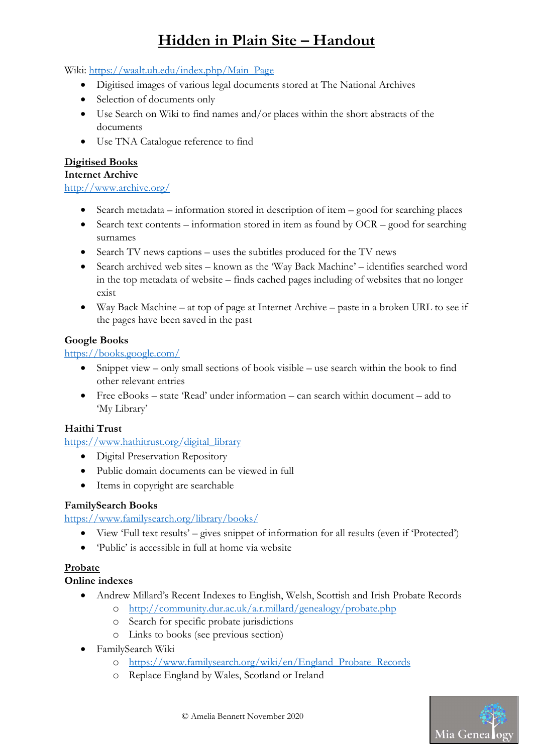# Hidden in Plain Site – Handout

Wiki: https://waalt.uh.edu/index.php/Main_Page

- Digitised images of various legal documents stored at The National Archives
- Selection of documents only
- Use Search on Wiki to find names and/or places within the short abstracts of the documents
- Use TNA Catalogue reference to find

## Digitised Books

### Internet Archive

http://www.archive.org/

- Search metadata – information stored in description of item – good for searching places
- Search text contents – information stored in item as found by OCR – good for searching surnames
- Search TV news captions – uses the subtitles produced for the TV news
- Search archived web sites – known as the 'Way Back Machine' – identifies searched word in the top metadata of website – finds cached pages including of websites that no longer exist
- Way Back Machine – at top of page at Internet Archive – paste in a broken URL to see if the pages have been saved in the past

### Google Books

https://books.google.com/

- Snippet view – only small sections of book visible – use search within the book to find other relevant entries
- Free eBooks – state 'Read' under information – can search within document – add to 'My Library'

### Haithi Trust

https://www.hathitrust.org/digital_library

- Digital Preservation Repository
- Public domain documents can be viewed in full
- Items in copyright are searchable

### FamilySearch Books

https://www.familysearch.org/library/books/

- View 'Full text results' – gives snippet of information for all results (even if 'Protected')
- 'Public' is accessible in full at home via website

## Probate

### Online indexes

- Andrew Millard's Recent Indexes to English, Welsh, Scottish and Irish Probate Records
  - http://community.dur.ac.uk/a.r.millard/genealogy/probate.php
  - Search for specific probate jurisdictions
  - Links to books (see previous section)
- FamilySearch Wiki
  - https://www.familysearch.org/wiki/en/England_Probate_Records
  - Replace England by Wales, Scotland or Ireland

© Amelia Bennett November 2020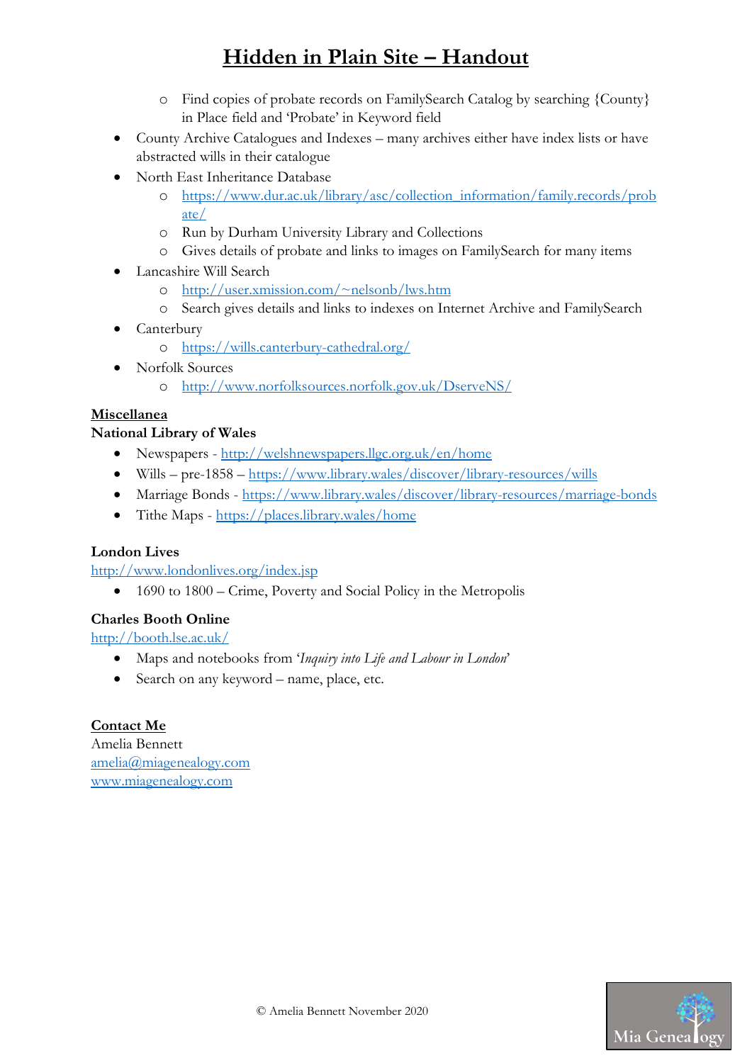# Hidden in Plain Site – Handout

- Find copies of probate records on FamilySearch Catalog by searching {County} in Place field and 'Probate' in Keyword field

- County Archive Catalogues and Indexes – many archives either have index lists or have abstracted wills in their catalogue
- North East Inheritance Database
  - https://www.dur.ac.uk/library/asc/collection_information/family.records/probate/
  - Run by Durham University Library and Collections
  - Gives details of probate and links to images on FamilySearch for many items
- Lancashire Will Search
  - http://user.xmission.com/~nelsonb/lws.htm
  - Search gives details and links to indexes on Internet Archive and FamilySearch
- Canterbury
  - https://wills.canterbury-cathedral.org/
- Norfolk Sources
  - http://www.norfolksources.norfolk.gov.uk/DserveNS/

## Miscellanea

### National Library of Wales

- Newspapers - http://welshnewspapers.llgc.org.uk/en/home
- Wills – pre-1858 – https://www.library.wales/discover/library-resources/wills
- Marriage Bonds - https://www.library.wales/discover/library-resources/marriage-bonds
- Tithe Maps - https://places.library.wales/home

### London Lives

http://www.londonlives.org/index.jsp

- 1690 to 1800 – Crime, Poverty and Social Policy in the Metropolis

### Charles Booth Online

http://booth.lse.ac.uk/

- Maps and notebooks from '*Inquiry into Life and Labour in London*'
- Search on any keyword – name, place, etc.

## Contact Me

Amelia Bennett
amelia@miagenealogy.com
www.miagenealogy.com

© Amelia Bennett November 2020